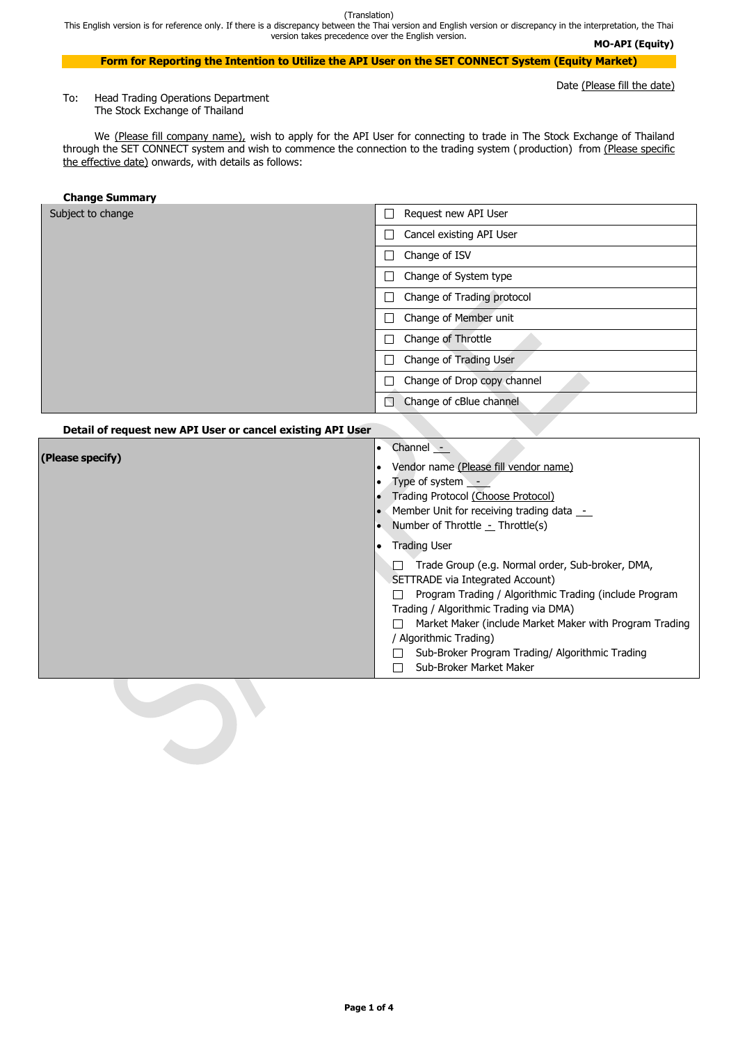(Translation)

This English version is for reference only. If there is a discrepancy between the Thai version and English version or discrepancy in the interpretation, the Thai version takes precedence over the English version.

**MO-API (Equity)**

## Form for Reporting the Intention to Utilize the API User on the SET CONNECT System (Equity Market)

Date (Please fill the date)

To: Head Trading Operations Department
The Stock Exchange of Thailand

We (Please fill company name), wish to apply for the API User for connecting to trade in The Stock Exchange of Thailand through the SET CONNECT system and wish to commence the connection to the trading system (production) from (Please specific the effective date) onwards, with details as follows:

**Change Summary**

| Subject to change | |
|---|---|
| | ☐ Request new API User |
| | ☐ Cancel existing API User |
| | ☐ Change of ISV |
| | ☐ Change of System type |
| | ☐ Change of Trading protocol |
| | ☐ Change of Member unit |
| | ☐ Change of Throttle |
| | ☐ Change of Trading User |
| | ☐ Change of Drop copy channel |
| | ☐ Change of cBlue channel |

**Detail of request new API User or cancel existing API User**

| **(Please specify)** | • Channel - <br>• Vendor name (Please fill vendor name) <br>• Type of system - <br>• Trading Protocol (Choose Protocol) <br>• Member Unit for receiving trading data - <br>• Number of Throttle - Throttle(s) <br>• Trading User <br>☐ Trade Group (e.g. Normal order, Sub-broker, DMA, SETTRADE via Integrated Account) <br>☐ Program Trading / Algorithmic Trading (include Program Trading / Algorithmic Trading via DMA) <br>☐ Market Maker (include Market Maker with Program Trading / Algorithmic Trading) <br>☐ Sub-Broker Program Trading/ Algorithmic Trading <br>☐ Sub-Broker Market Maker |
|---|---|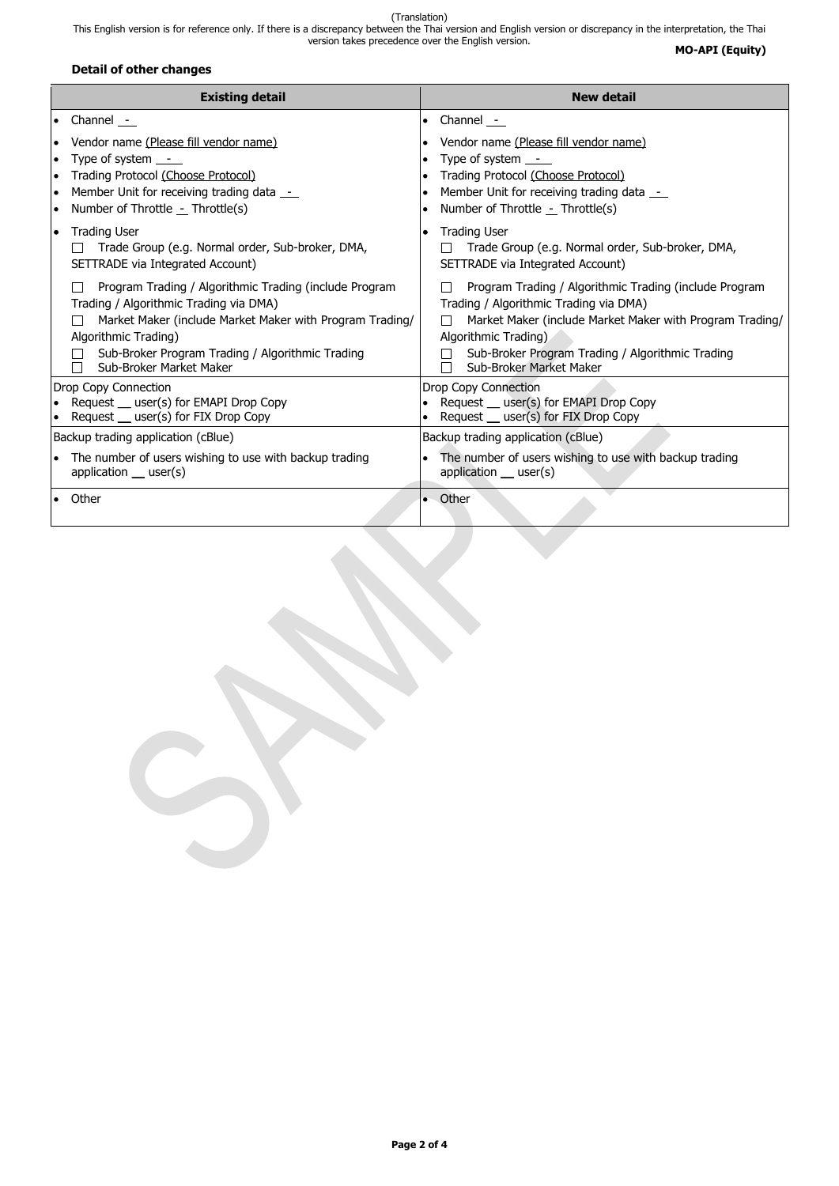(Translation)
This English version is for reference only. If there is a discrepancy between the Thai version and English version or discrepancy in the interpretation, the Thai version takes precedence over the English version.

**MO-API (Equity)**

**Detail of other changes**

| Existing detail | New detail |
|---|---|
| • Channel - | • Channel - |
| • Vendor name (Please fill vendor name)<br>• Type of system -<br>• Trading Protocol (Choose Protocol)<br>• Member Unit for receiving trading data -<br>• Number of Throttle - Throttle(s) | • Vendor name (Please fill vendor name)<br>• Type of system -<br>• Trading Protocol (Choose Protocol)<br>• Member Unit for receiving trading data -<br>• Number of Throttle - Throttle(s) |
| • Trading User<br>☐ Trade Group (e.g. Normal order, Sub-broker, DMA, SETTRADE via Integrated Account)<br>☐ Program Trading / Algorithmic Trading (include Program Trading / Algorithmic Trading via DMA)<br>☐ Market Maker (include Market Maker with Program Trading/ Algorithmic Trading)<br>☐ Sub-Broker Program Trading / Algorithmic Trading<br>☐ Sub-Broker Market Maker | • Trading User<br>☐ Trade Group (e.g. Normal order, Sub-broker, DMA, SETTRADE via Integrated Account)<br>☐ Program Trading / Algorithmic Trading (include Program Trading / Algorithmic Trading via DMA)<br>☐ Market Maker (include Market Maker with Program Trading/ Algorithmic Trading)<br>☐ Sub-Broker Program Trading / Algorithmic Trading<br>☐ Sub-Broker Market Maker |
| Drop Copy Connection<br>• Request __ user(s) for EMAPI Drop Copy<br>• Request __ user(s) for FIX Drop Copy | Drop Copy Connection<br>• Request __ user(s) for EMAPI Drop Copy<br>• Request __ user(s) for FIX Drop Copy |
| Backup trading application (cBlue)<br>• The number of users wishing to use with backup trading application __ user(s) | Backup trading application (cBlue)<br>• The number of users wishing to use with backup trading application __ user(s) |
| • Other | • Other |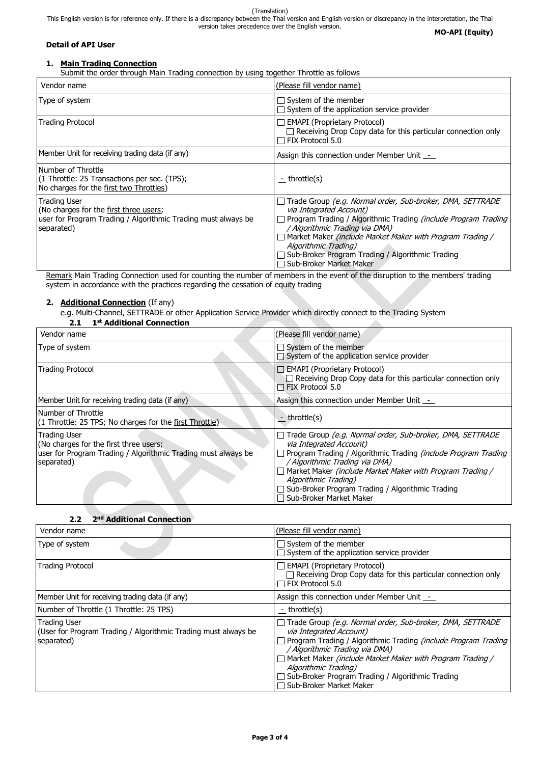(Translation)
This English version is for reference only. If there is a discrepancy between the Thai version and English version or discrepancy in the interpretation, the Thai version takes precedence over the English version.

**MO-API (Equity)**

**Detail of API User**

## 1. Main Trading Connection

Submit the order through Main Trading connection by using together Throttle as follows

| Vendor name | (Please fill vendor name) |
|---|---|
| Type of system | ☐ System of the member<br>☐ System of the application service provider |
| Trading Protocol | ☐ EMAPI (Proprietary Protocol)<br>☐ Receiving Drop Copy data for this particular connection only<br>☐ FIX Protocol 5.0 |
| Member Unit for receiving trading data (if any) | Assign this connection under Member Unit - |
| Number of Throttle<br>(1 Throttle: 25 Transactions per sec. (TPS);<br>No charges for the first two Throttles) | - throttle(s) |
| Trading User<br>(No charges for the first three users;<br>user for Program Trading / Algorithmic Trading must always be separated) | ☐ Trade Group *(e.g. Normal order, Sub-broker, DMA, SETTRADE via Integrated Account)*<br>☐ Program Trading / Algorithmic Trading *(include Program Trading / Algorithmic Trading via DMA)*<br>☐ Market Maker *(include Market Maker with Program Trading / Algorithmic Trading)*<br>☐ Sub-Broker Program Trading / Algorithmic Trading<br>☐ Sub-Broker Market Maker |

Remark Main Trading Connection used for counting the number of members in the event of the disruption to the members' trading system in accordance with the practices regarding the cessation of equity trading

## 2. Additional Connection (If any)

e.g. Multi-Channel, SETTRADE or other Application Service Provider which directly connect to the Trading System

### 2.1 1st Additional Connection

| Vendor name | (Please fill vendor name) |
|---|---|
| Type of system | ☐ System of the member<br>☐ System of the application service provider |
| Trading Protocol | ☐ EMAPI (Proprietary Protocol)<br>☐ Receiving Drop Copy data for this particular connection only<br>☐ FIX Protocol 5.0 |
| Member Unit for receiving trading data (if any) | Assign this connection under Member Unit - |
| Number of Throttle<br>(1 Throttle: 25 TPS; No charges for the first Throttle) | - throttle(s) |
| Trading User<br>(No charges for the first three users;<br>user for Program Trading / Algorithmic Trading must always be separated) | ☐ Trade Group *(e.g. Normal order, Sub-broker, DMA, SETTRADE via Integrated Account)*<br>☐ Program Trading / Algorithmic Trading *(include Program Trading / Algorithmic Trading via DMA)*<br>☐ Market Maker *(include Market Maker with Program Trading / Algorithmic Trading)*<br>☐ Sub-Broker Program Trading / Algorithmic Trading<br>☐ Sub-Broker Market Maker |

### 2.2 2nd Additional Connection

| Vendor name | (Please fill vendor name) |
|---|---|
| Type of system | ☐ System of the member<br>☐ System of the application service provider |
| Trading Protocol | ☐ EMAPI (Proprietary Protocol)<br>☐ Receiving Drop Copy data for this particular connection only<br>☐ FIX Protocol 5.0 |
| Member Unit for receiving trading data (if any) | Assign this connection under Member Unit - |
| Number of Throttle (1 Throttle: 25 TPS) | - throttle(s) |
| Trading User<br>(User for Program Trading / Algorithmic Trading must always be separated) | ☐ Trade Group *(e.g. Normal order, Sub-broker, DMA, SETTRADE via Integrated Account)*<br>☐ Program Trading / Algorithmic Trading *(include Program Trading / Algorithmic Trading via DMA)*<br>☐ Market Maker *(include Market Maker with Program Trading / Algorithmic Trading)*<br>☐ Sub-Broker Program Trading / Algorithmic Trading<br>☐ Sub-Broker Market Maker |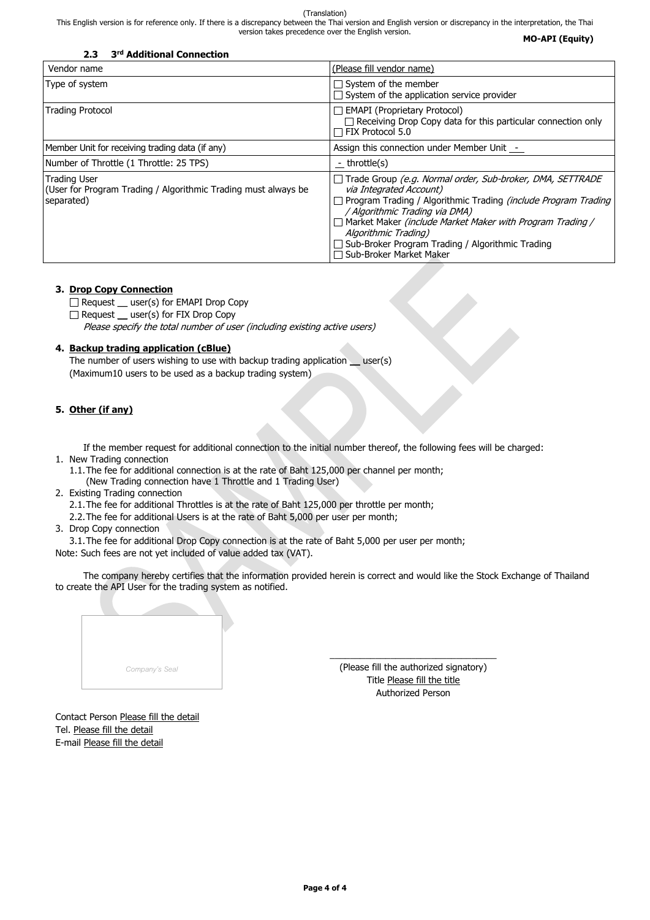(Translation)

This English version is for reference only. If there is a discrepancy between the Thai version and English version or discrepancy in the interpretation, the Thai version takes precedence over the English version.

**MO-API (Equity)**

### 2.3 3rd Additional Connection

| Vendor name | (Please fill vendor name) |
|---|---|
| Type of system | ☐ System of the member<br>☐ System of the application service provider |
| Trading Protocol | ☐ EMAPI (Proprietary Protocol)<br>☐ Receiving Drop Copy data for this particular connection only<br>☐ FIX Protocol 5.0 |
| Member Unit for receiving trading data (if any) | Assign this connection under Member Unit - |
| Number of Throttle (1 Throttle: 25 TPS) | - throttle(s) |
| Trading User<br>(User for Program Trading / Algorithmic Trading must always be separated) | ☐ Trade Group *(e.g. Normal order, Sub-broker, DMA, SETTRADE via Integrated Account)*<br>☐ Program Trading / Algorithmic Trading *(include Program Trading / Algorithmic Trading via DMA)*<br>☐ Market Maker *(include Market Maker with Program Trading / Algorithmic Trading)*<br>☐ Sub-Broker Program Trading / Algorithmic Trading<br>☐ Sub-Broker Market Maker |

### 3. Drop Copy Connection

☐ Request __ user(s) for EMAPI Drop Copy

☐ Request __ user(s) for FIX Drop Copy

*Please specify the total number of user (including existing active users)*

### 4. Backup trading application (cBlue)

The number of users wishing to use with backup trading application __ user(s)

(Maximum10 users to be used as a backup trading system)

### 5. Other (if any)

If the member request for additional connection to the initial number thereof, the following fees will be charged:

1. New Trading connection
   1.1. The fee for additional connection is at the rate of Baht 125,000 per channel per month;
   (New Trading connection have 1 Throttle and 1 Trading User)
2. Existing Trading connection
   2.1. The fee for additional Throttles is at the rate of Baht 125,000 per throttle per month;
   2.2. The fee for additional Users is at the rate of Baht 5,000 per user per month;
3. Drop Copy connection
   3.1. The fee for additional Drop Copy connection is at the rate of Baht 5,000 per user per month;

Note: Such fees are not yet included of value added tax (VAT).

The company hereby certifies that the information provided herein is correct and would like the Stock Exchange of Thailand to create the API User for the trading system as notified.

Company's Seal

_________________________________

(Please fill the authorized signatory)

Title Please fill the title

Authorized Person

Contact Person Please fill the detail

Tel. Please fill the detail

E-mail Please fill the detail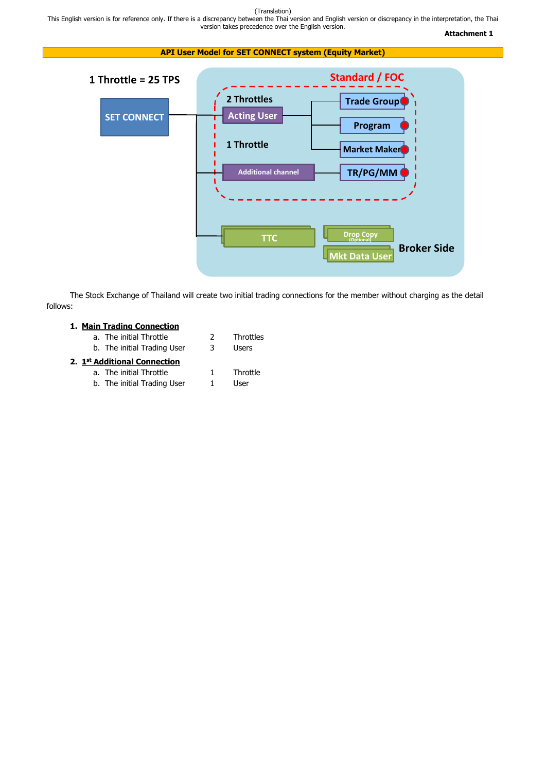(Translation)
This English version is for reference only. If there is a discrepancy between the Thai version and English version or discrepancy in the interpretation, the Thai version takes precedence over the English version.

**Attachment 1**

**API User Model for SET CONNECT system (Equity Market)**

1 Throttle = 25 TPS

SET CONNECT

Standard / FOC

2 Throttles

Acting User

Trade Group

Program

Market Maker

1 Throttle

Additional channel

TR/PG/MM

TTC

Drop Copy
(Optional)

Mkt Data User

Broker Side

The Stock Exchange of Thailand will create two initial trading connections for the member without charging as the detail follows:

1. **Main Trading Connection**
   a. The initial Throttle 2 Throttles
   b. The initial Trading User 3 Users
2. **1st Additional Connection**
   a. The initial Throttle 1 Throttle
   b. The initial Trading User 1 User